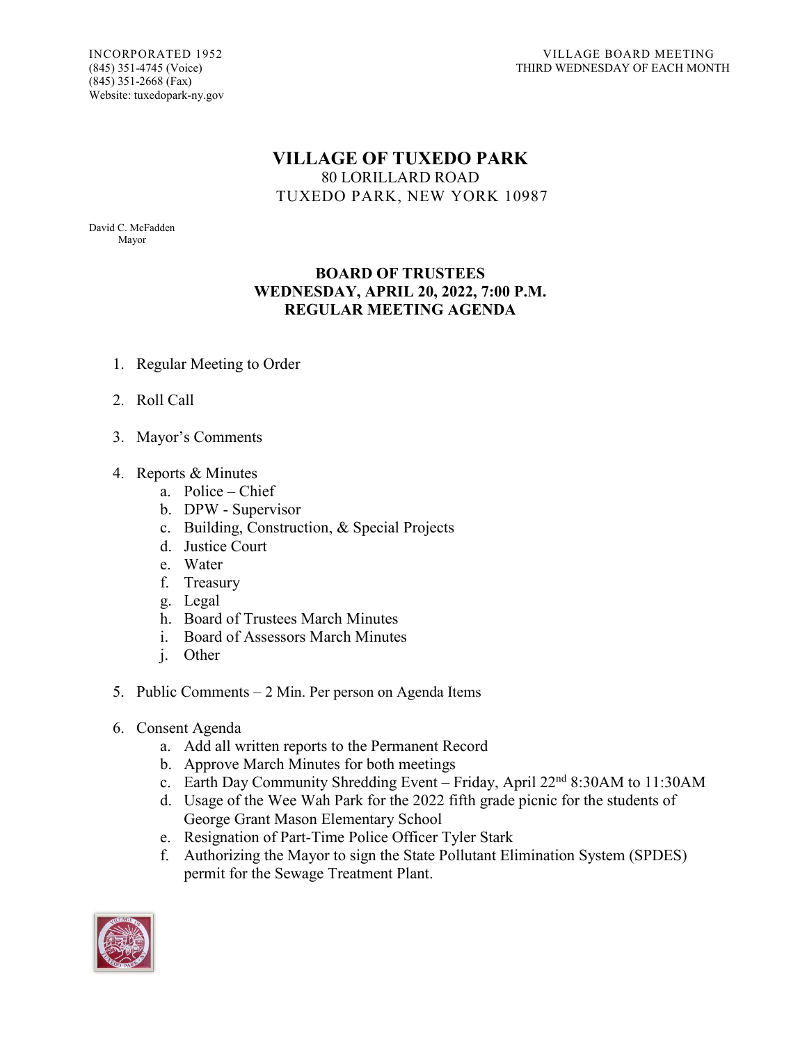INCORPORATED 1952
(845) 351-4745 (Voice)
(845) 351-2668 (Fax)
Website: tuxedopark-ny.gov

VILLAGE BOARD MEETING
THIRD WEDNESDAY OF EACH MONTH

# VILLAGE OF TUXEDO PARK

80 LORILLARD ROAD
TUXEDO PARK, NEW YORK 10987

David C. McFadden
Mayor

## BOARD OF TRUSTEES
## WEDNESDAY, APRIL 20, 2022, 7:00 P.M.
## REGULAR MEETING AGENDA

1. Regular Meeting to Order
2. Roll Call
3. Mayor's Comments
4. Reports & Minutes
   a. Police – Chief
   b. DPW - Supervisor
   c. Building, Construction, & Special Projects
   d. Justice Court
   e. Water
   f. Treasury
   g. Legal
   h. Board of Trustees March Minutes
   i. Board of Assessors March Minutes
   j. Other
5. Public Comments – 2 Min. Per person on Agenda Items
6. Consent Agenda
   a. Add all written reports to the Permanent Record
   b. Approve March Minutes for both meetings
   c. Earth Day Community Shredding Event – Friday, April 22nd 8:30AM to 11:30AM
   d. Usage of the Wee Wah Park for the 2022 fifth grade picnic for the students of George Grant Mason Elementary School
   e. Resignation of Part-Time Police Officer Tyler Stark
   f. Authorizing the Mayor to sign the State Pollutant Elimination System (SPDES) permit for the Sewage Treatment Plant.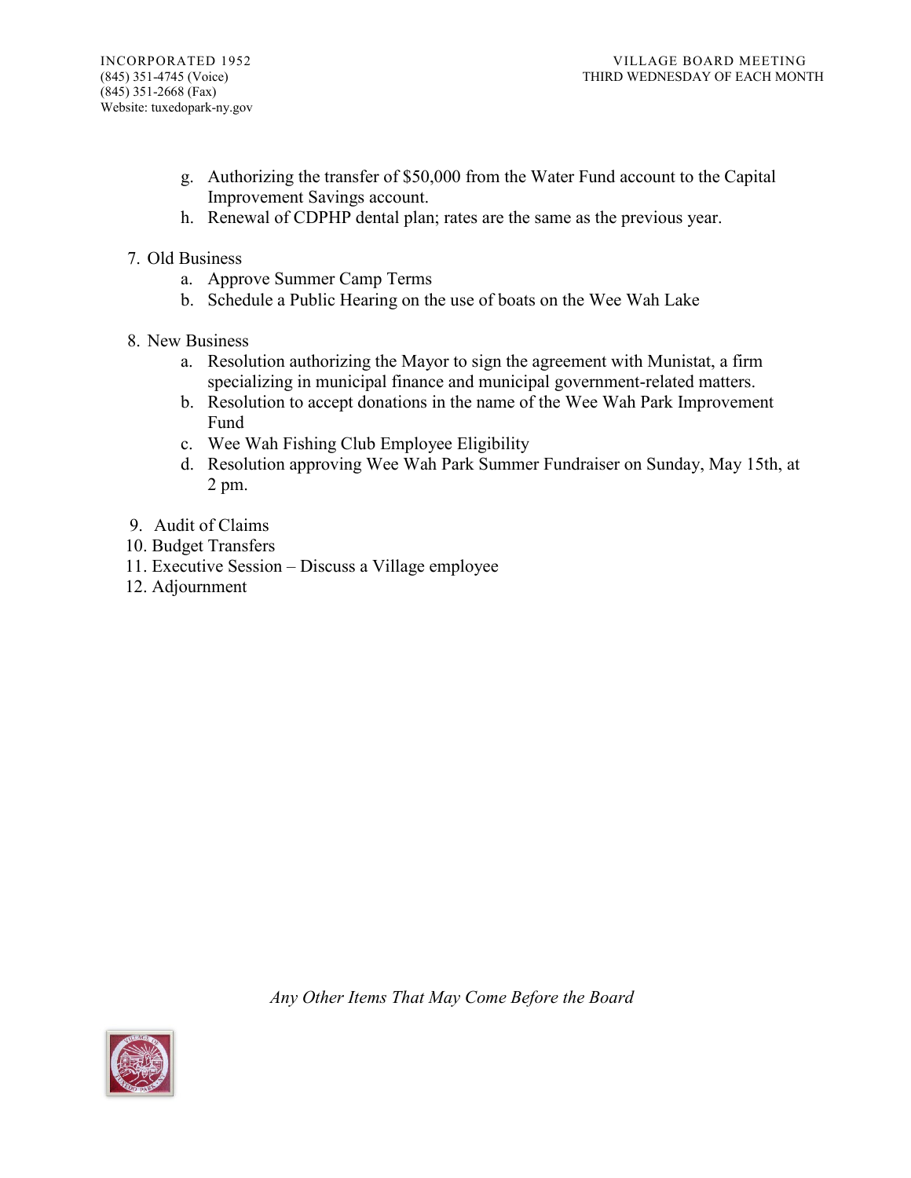g. Authorizing the transfer of $50,000 from the Water Fund account to the Capital Improvement Savings account.

h. Renewal of CDPHP dental plan; rates are the same as the previous year.

7. Old Business

   a. Approve Summer Camp Terms

   b. Schedule a Public Hearing on the use of boats on the Wee Wah Lake

8. New Business

   a. Resolution authorizing the Mayor to sign the agreement with Munistat, a firm specializing in municipal finance and municipal government-related matters.

   b. Resolution to accept donations in the name of the Wee Wah Park Improvement Fund

   c. Wee Wah Fishing Club Employee Eligibility

   d. Resolution approving Wee Wah Park Summer Fundraiser on Sunday, May 15th, at 2 pm.

9. Audit of Claims
10. Budget Transfers
11. Executive Session – Discuss a Village employee
12. Adjournment

*Any Other Items That May Come Before the Board*